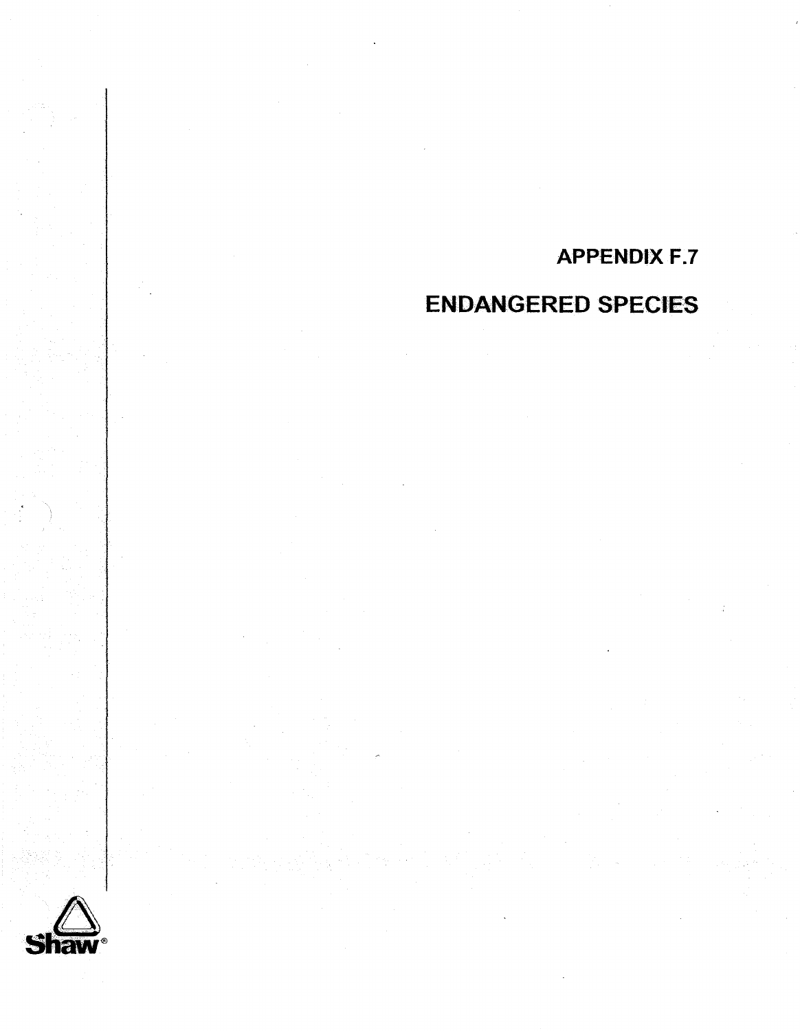# APPENDIX F.7

# ENDANGERED SPECIES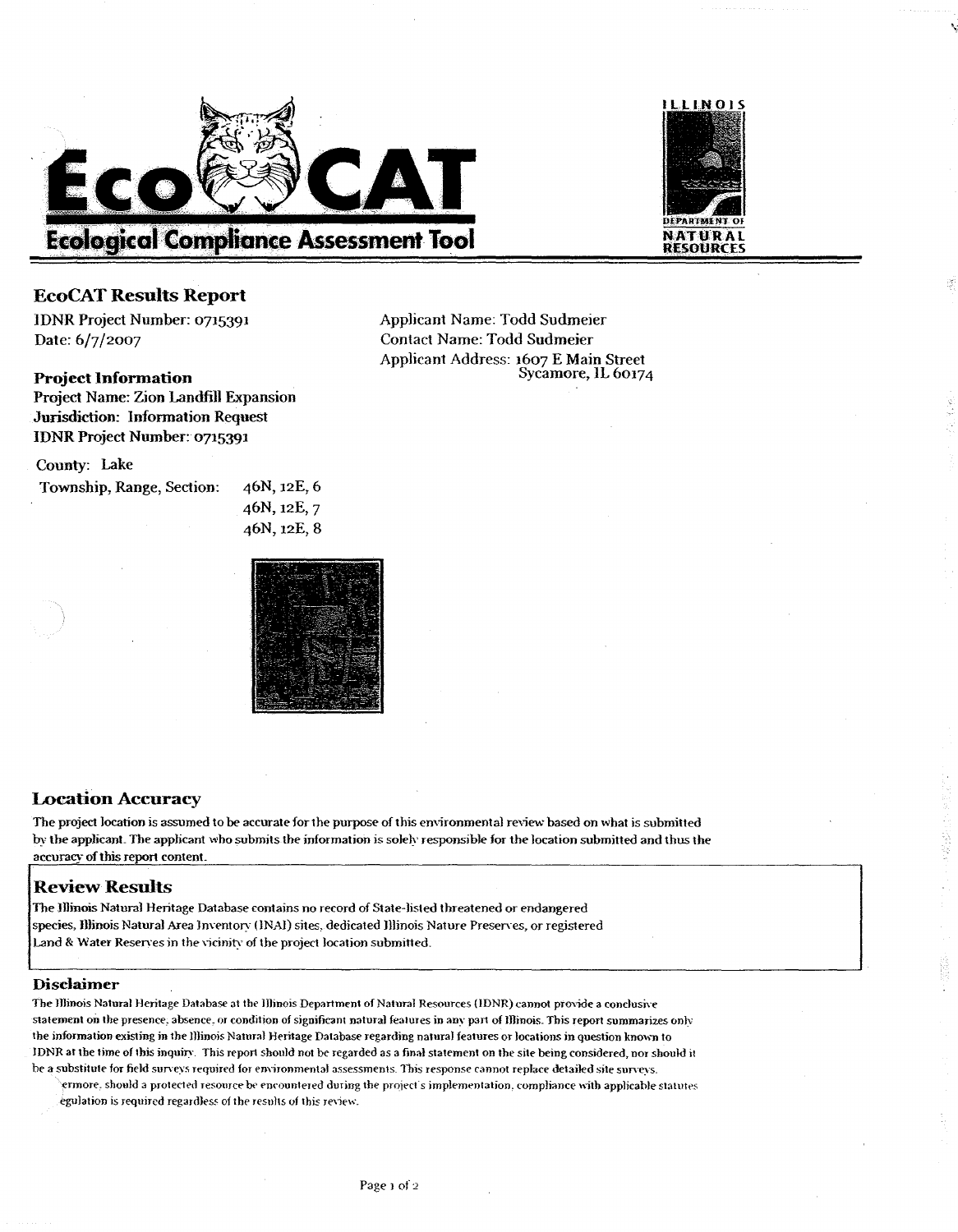# EcoCAT

## Ecological Compliance Assessment Tool

ILLINOIS DEPARTMENT OF NATURAL RESOURCES

## EcoCAT Results Report

IDNR Project Number: 0715391
Date: 6/7/2007

Applicant Name: Todd Sudmeier
Contact Name: Todd Sudmeier
Applicant Address: 1607 E Main Street
Sycamore, IL 60174

### Project Information

Project Name: Zion Landfill Expansion
Jurisdiction: Information Request
IDNR Project Number: 0715391

County: Lake

Township, Range, Section: 46N, 12E, 6
46N, 12E, 7
46N, 12E, 8

## Location Accuracy

The project location is assumed to be accurate for the purpose of this environmental review based on what is submitted by the applicant. The applicant who submits the information is solely responsible for the location submitted and thus the accuracy of this report content.

## Review Results

The Illinois Natural Heritage Database contains no record of State-listed threatened or endangered species, Illinois Natural Area Inventory (INAI) sites, dedicated Illinois Nature Preserves, or registered Land & Water Reserves in the vicinity of the project location submitted.

### Disclaimer

The Illinois Natural Heritage Database at the Illinois Department of Natural Resources (IDNR) cannot provide a conclusive statement on the presence, absence, or condition of significant natural features in any part of Illinois. This report summarizes only the information existing in the Illinois Natural Heritage Database regarding natural features or locations in question known to IDNR at the time of this inquiry. This report should not be regarded as a final statement on the site being considered, nor should it be a substitute for field surveys required for environmental assessments. This response cannot replace detailed site surveys. ermore, should a protected resource be encountered during the project's implementation, compliance with applicable statutes egulation is required regardless of the results of this review.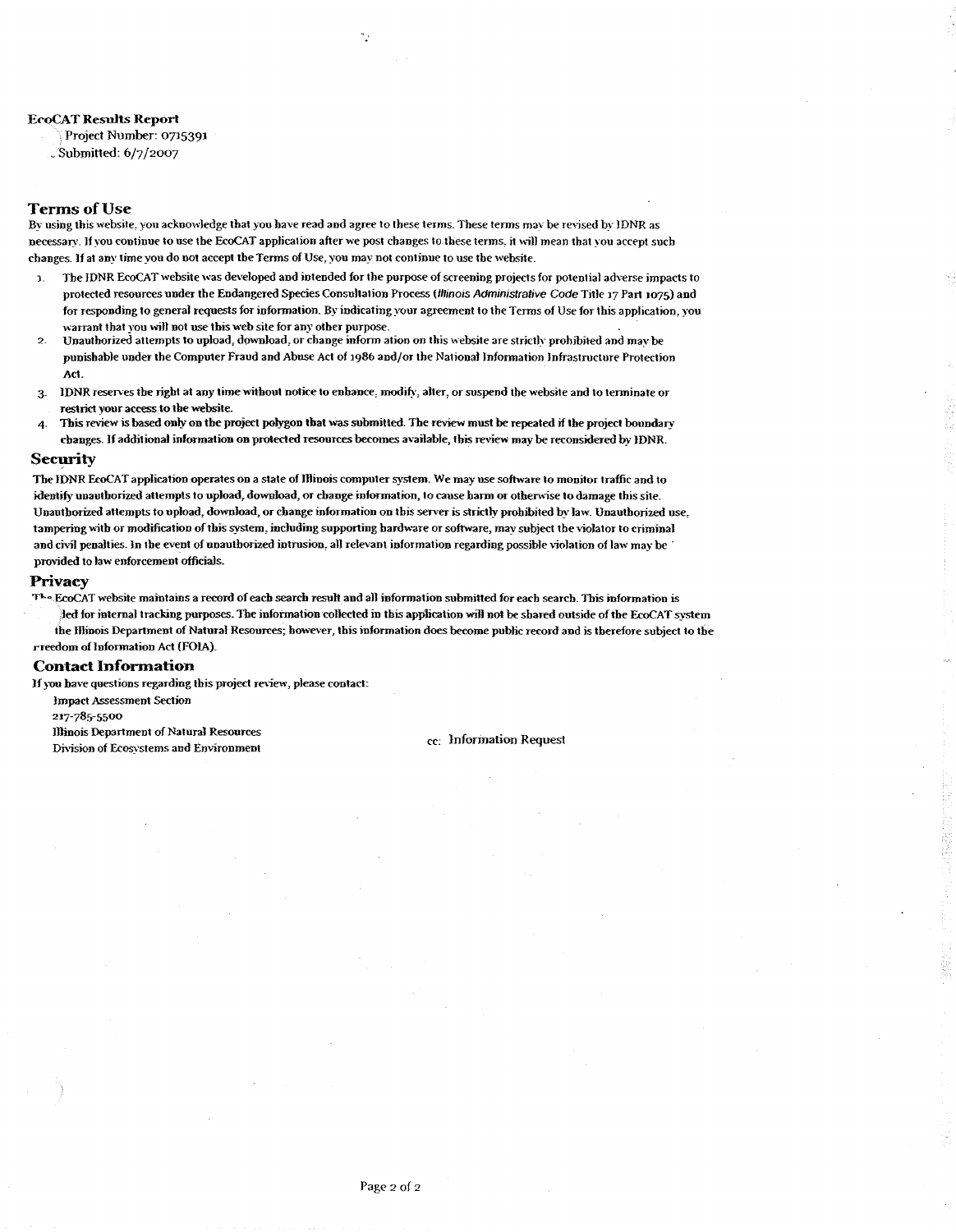**EcoCAT Results Report**

Project Number: 0715391

Submitted: 6/7/2007

## Terms of Use

By using this website, you acknowledge that you have read and agree to these terms. These terms may be revised by IDNR as necessary. If you continue to use the EcoCAT application after we post changes to these terms, it will mean that you accept such changes. If at any time you do not accept the Terms of Use, you may not continue to use the website.

1. The IDNR EcoCAT website was developed and intended for the purpose of screening projects for potential adverse impacts to protected resources under the Endangered Species Consultation Process (*Illinois Administrative Code* Title 17 Part 1075) and for responding to general requests for information. By indicating your agreement to the Terms of Use for this application, you warrant that you will not use this web site for any other purpose.
2. Unauthorized attempts to upload, download, or change inform ation on this website are strictly prohibited and may be punishable under the Computer Fraud and Abuse Act of 1986 and/or the National Information Infrastructure Protection Act.
3. IDNR reserves the right at any time without notice to enhance, modify, alter, or suspend the website and to terminate or restrict your access to the website.
4. This review is based only on the project polygon that was submitted. The review must be repeated if the project boundary changes. If additional information on protected resources becomes available, this review may be reconsidered by IDNR.

## Security

The IDNR EcoCAT application operates on a state of Illinois computer system. We may use software to monitor traffic and to identify unauthorized attempts to upload, download, or change information, to cause harm or otherwise to damage this site. Unauthorized attempts to upload, download, or change information on this server is strictly prohibited by law. Unauthorized use, tampering with or modification of this system, including supporting hardware or software, may subject the violator to criminal and civil penalties. In the event of unauthorized intrusion, all relevant information regarding possible violation of law may be provided to law enforcement officials.

## Privacy

The EcoCAT website maintains a record of each search result and all information submitted for each search. This information is used for internal tracking purposes. The information collected in this application will not be shared outside of the EcoCAT system the Illinois Department of Natural Resources; however, this information does become public record and is therefore subject to the Freedom of Information Act (FOIA).

## Contact Information

If you have questions regarding this project review, please contact:

Impact Assessment Section
217-785-5500
Illinois Department of Natural Resources
Division of Ecosystems and Environment

cc: Information Request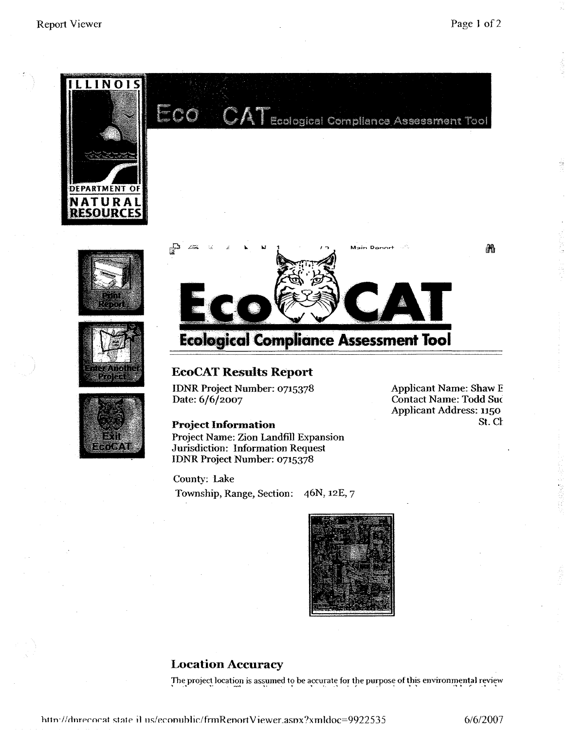ILLINOIS DEPARTMENT OF NATURAL RESOURCES

Eco CAT Ecological Compliance Assessment Tool

Print Report

Enter Another Project

Exit EcoCAT

Main Report

# EcoCAT

## Ecological Compliance Assessment Tool

### EcoCAT Results Report

IDNR Project Number: 0715378
Date: 6/6/2007

Applicant Name: Shaw E
Contact Name: Todd Suc
Applicant Address: 1150
St. Ch

**Project Information**
Project Name: Zion Landfill Expansion
Jurisdiction: Information Request
IDNR Project Number: 0715378

County: Lake
Township, Range, Section: 46N, 12E, 7

### Location Accuracy

The project location is assumed to be accurate for the purpose of this environmental review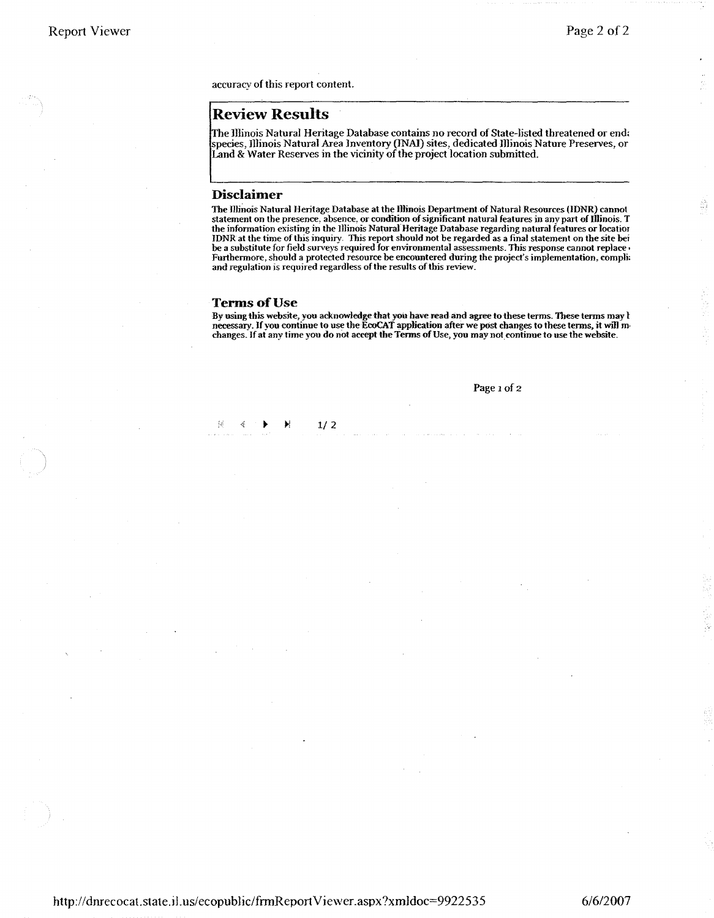accuracy of this report content.

## Review Results

The Illinois Natural Heritage Database contains no record of State-listed threatened or end: species, Illinois Natural Area Inventory (INAI) sites, dedicated Illinois Nature Preserves, or Land & Water Reserves in the vicinity of the project location submitted.

### Disclaimer

**The Illinois Natural Heritage Database at the Illinois Department of Natural Resources (IDNR) cannot statement on the presence, absence, or condition of significant natural features in any part of Illinois. T the information existing in the Illinois Natural Heritage Database regarding natural features or locatioi IDNR at the time of this inquiry. This report should not be regarded as a final statement on the site bei be a substitute for field surveys required for environmental assessments. This response cannot replace Furthermore, should a protected resource be encountered during the project's implementation, compli: and regulation is required regardless of the results of this review.**

### Terms of Use

**By using this website, you acknowledge that you have read and agree to these terms. These terms may l necessary. If you continue to use the EcoCAT application after we post changes to these terms, it will m changes. If at any time you do not accept the Terms of Use, you may not continue to use the website.**

http://dnrecocat.state.il.us/ecopublic/frmReportViewer.aspx?xmldoc=9922535 6/6/2007